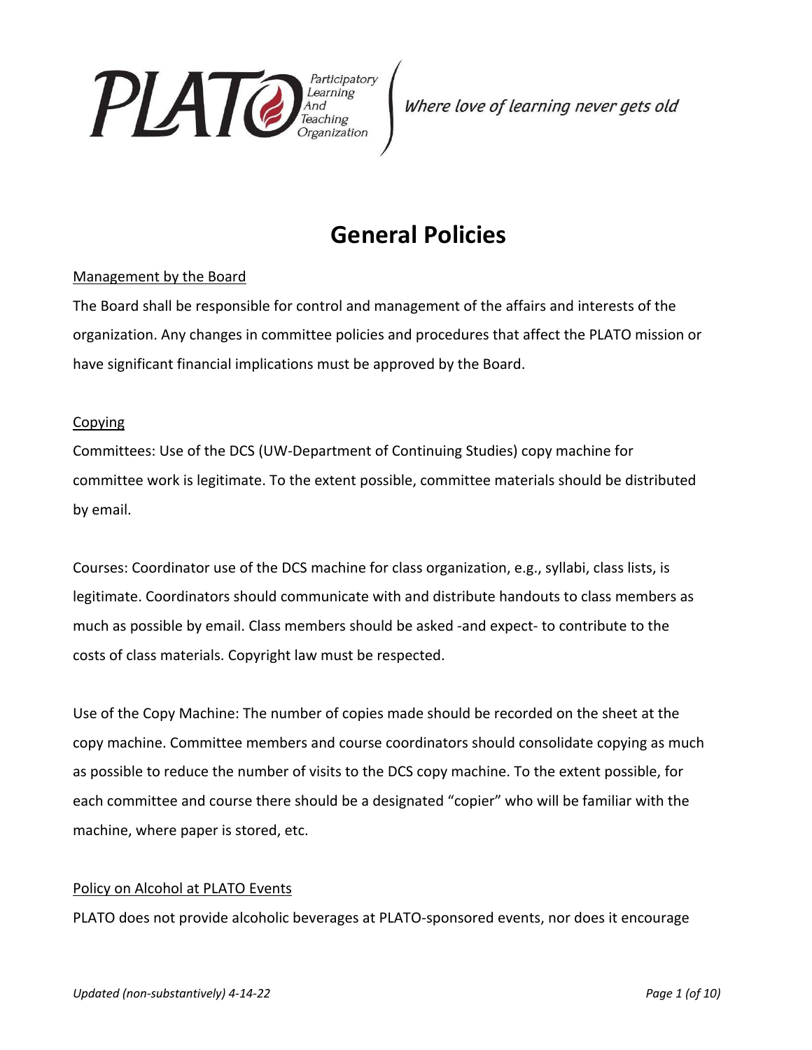PLATO Participatory Learning And Teaching Organization

*Where love of learning never gets old*

# General Policies

## Management by the Board

The Board shall be responsible for control and management of the affairs and interests of the organization. Any changes in committee policies and procedures that affect the PLATO mission or have significant financial implications must be approved by the Board.

## Copying

Committees: Use of the DCS (UW-Department of Continuing Studies) copy machine for committee work is legitimate. To the extent possible, committee materials should be distributed by email.

Courses: Coordinator use of the DCS machine for class organization, e.g., syllabi, class lists, is legitimate. Coordinators should communicate with and distribute handouts to class members as much as possible by email. Class members should be asked -and expect- to contribute to the costs of class materials. Copyright law must be respected.

Use of the Copy Machine: The number of copies made should be recorded on the sheet at the copy machine. Committee members and course coordinators should consolidate copying as much as possible to reduce the number of visits to the DCS copy machine. To the extent possible, for each committee and course there should be a designated "copier" who will be familiar with the machine, where paper is stored, etc.

## Policy on Alcohol at PLATO Events

PLATO does not provide alcoholic beverages at PLATO-sponsored events, nor does it encourage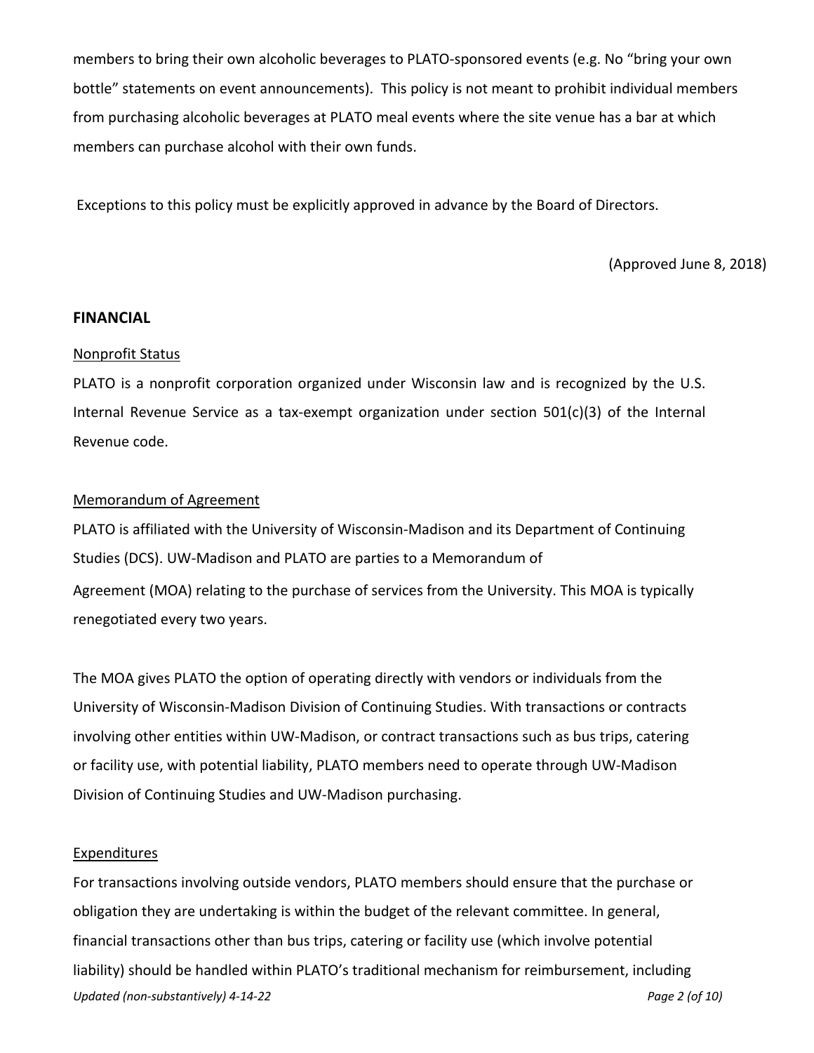members to bring their own alcoholic beverages to PLATO-sponsored events (e.g. No "bring your own bottle" statements on event announcements). This policy is not meant to prohibit individual members from purchasing alcoholic beverages at PLATO meal events where the site venue has a bar at which members can purchase alcohol with their own funds.

Exceptions to this policy must be explicitly approved in advance by the Board of Directors.

(Approved June 8, 2018)

## FINANCIAL

Nonprofit Status

PLATO is a nonprofit corporation organized under Wisconsin law and is recognized by the U.S. Internal Revenue Service as a tax-exempt organization under section 501(c)(3) of the Internal Revenue code.

Memorandum of Agreement

PLATO is affiliated with the University of Wisconsin-Madison and its Department of Continuing Studies (DCS). UW-Madison and PLATO are parties to a Memorandum of Agreement (MOA) relating to the purchase of services from the University. This MOA is typically renegotiated every two years.

The MOA gives PLATO the option of operating directly with vendors or individuals from the University of Wisconsin-Madison Division of Continuing Studies. With transactions or contracts involving other entities within UW-Madison, or contract transactions such as bus trips, catering or facility use, with potential liability, PLATO members need to operate through UW-Madison Division of Continuing Studies and UW-Madison purchasing.

Expenditures

For transactions involving outside vendors, PLATO members should ensure that the purchase or obligation they are undertaking is within the budget of the relevant committee. In general, financial transactions other than bus trips, catering or facility use (which involve potential liability) should be handled within PLATO's traditional mechanism for reimbursement, including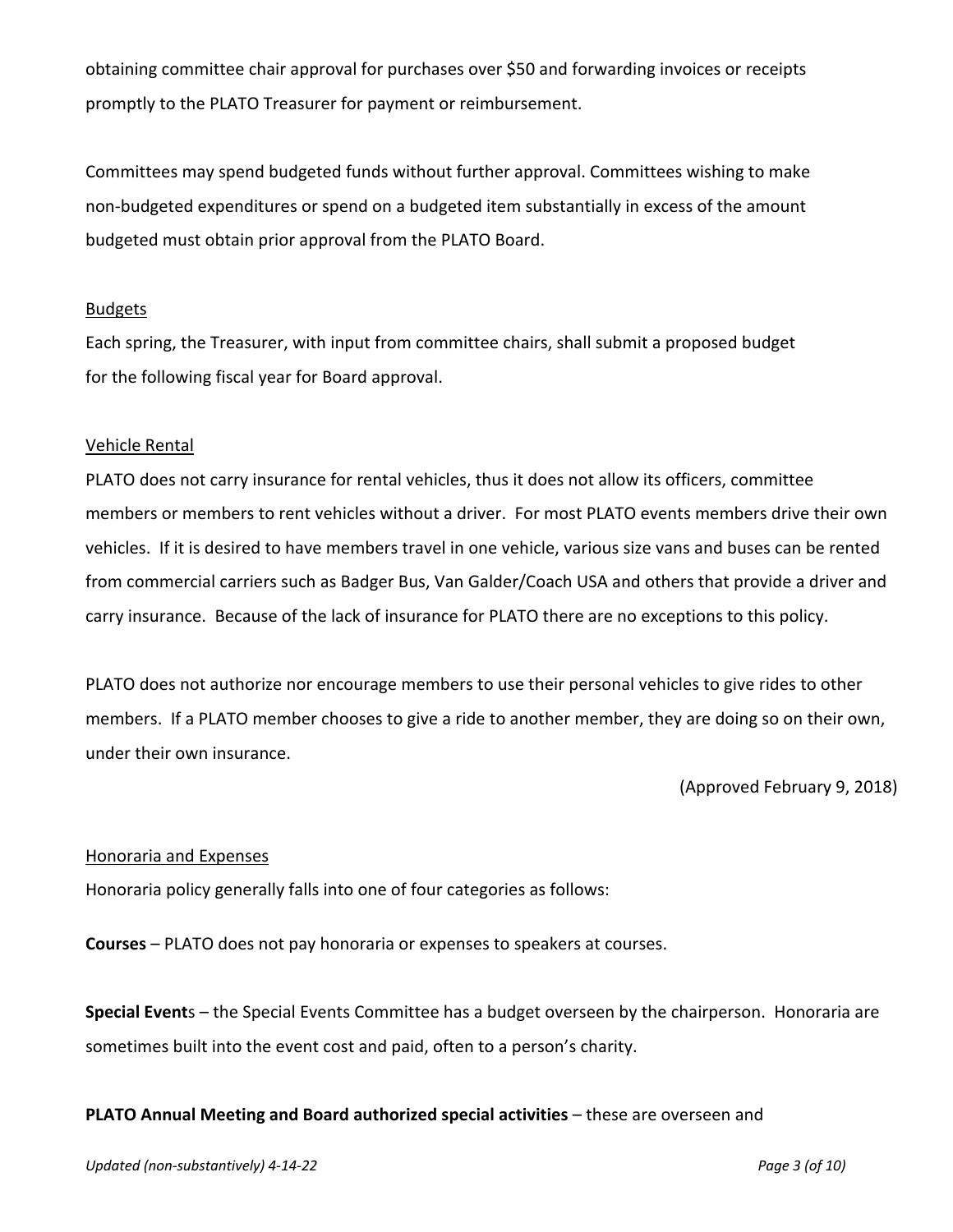obtaining committee chair approval for purchases over $50 and forwarding invoices or receipts promptly to the PLATO Treasurer for payment or reimbursement.

Committees may spend budgeted funds without further approval. Committees wishing to make non-budgeted expenditures or spend on a budgeted item substantially in excess of the amount budgeted must obtain prior approval from the PLATO Board.

<u>Budgets</u>

Each spring, the Treasurer, with input from committee chairs, shall submit a proposed budget for the following fiscal year for Board approval.

<u>Vehicle Rental</u>

PLATO does not carry insurance for rental vehicles, thus it does not allow its officers, committee members or members to rent vehicles without a driver. For most PLATO events members drive their own vehicles. If it is desired to have members travel in one vehicle, various size vans and buses can be rented from commercial carriers such as Badger Bus, Van Galder/Coach USA and others that provide a driver and carry insurance. Because of the lack of insurance for PLATO there are no exceptions to this policy.

PLATO does not authorize nor encourage members to use their personal vehicles to give rides to other members. If a PLATO member chooses to give a ride to another member, they are doing so on their own, under their own insurance.

(Approved February 9, 2018)

<u>Honoraria and Expenses</u>

Honoraria policy generally falls into one of four categories as follows:

**Courses** – PLATO does not pay honoraria or expenses to speakers at courses.

**Special Event**s – the Special Events Committee has a budget overseen by the chairperson. Honoraria are sometimes built into the event cost and paid, often to a person's charity.

**PLATO Annual Meeting and Board authorized special activities** – these are overseen and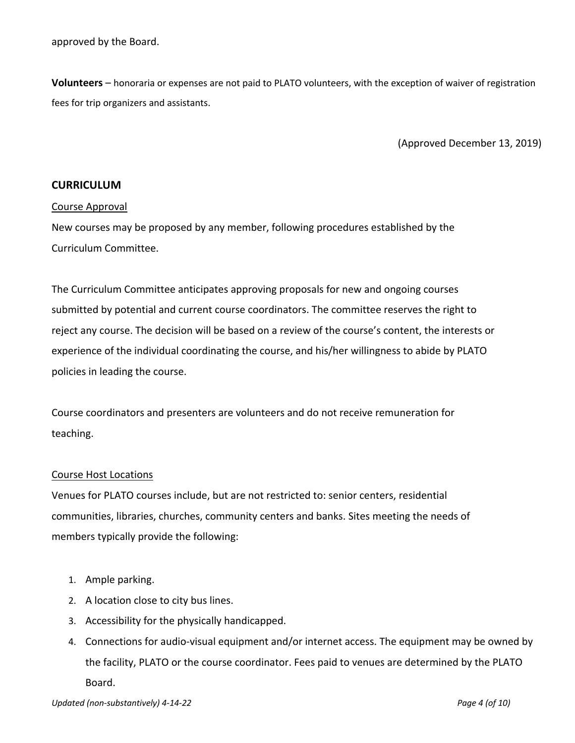approved by the Board.

**Volunteers** – honoraria or expenses are not paid to PLATO volunteers, with the exception of waiver of registration fees for trip organizers and assistants.

(Approved December 13, 2019)

## CURRICULUM

### Course Approval

New courses may be proposed by any member, following procedures established by the Curriculum Committee.

The Curriculum Committee anticipates approving proposals for new and ongoing courses submitted by potential and current course coordinators. The committee reserves the right to reject any course. The decision will be based on a review of the course's content, the interests or experience of the individual coordinating the course, and his/her willingness to abide by PLATO policies in leading the course.

Course coordinators and presenters are volunteers and do not receive remuneration for teaching.

### Course Host Locations

Venues for PLATO courses include, but are not restricted to: senior centers, residential communities, libraries, churches, community centers and banks. Sites meeting the needs of members typically provide the following:

1. Ample parking.
2. A location close to city bus lines.
3. Accessibility for the physically handicapped.
4. Connections for audio-visual equipment and/or internet access. The equipment may be owned by the facility, PLATO or the course coordinator. Fees paid to venues are determined by the PLATO Board.

*Updated (non-substantively) 4-14-22*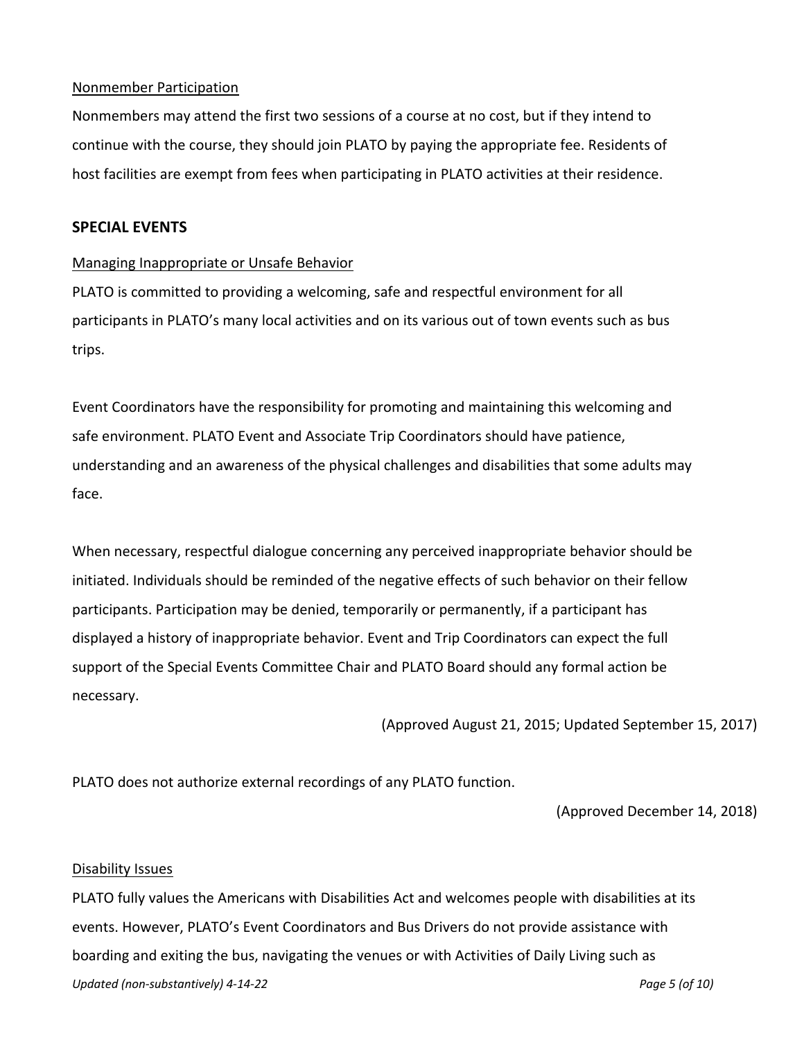Nonmember Participation

Nonmembers may attend the first two sessions of a course at no cost, but if they intend to continue with the course, they should join PLATO by paying the appropriate fee. Residents of host facilities are exempt from fees when participating in PLATO activities at their residence.

## SPECIAL EVENTS

Managing Inappropriate or Unsafe Behavior

PLATO is committed to providing a welcoming, safe and respectful environment for all participants in PLATO's many local activities and on its various out of town events such as bus trips.

Event Coordinators have the responsibility for promoting and maintaining this welcoming and safe environment. PLATO Event and Associate Trip Coordinators should have patience, understanding and an awareness of the physical challenges and disabilities that some adults may face.

When necessary, respectful dialogue concerning any perceived inappropriate behavior should be initiated. Individuals should be reminded of the negative effects of such behavior on their fellow participants. Participation may be denied, temporarily or permanently, if a participant has displayed a history of inappropriate behavior. Event and Trip Coordinators can expect the full support of the Special Events Committee Chair and PLATO Board should any formal action be necessary.

(Approved August 21, 2015; Updated September 15, 2017)

PLATO does not authorize external recordings of any PLATO function.

(Approved December 14, 2018)

Disability Issues

PLATO fully values the Americans with Disabilities Act and welcomes people with disabilities at its events. However, PLATO's Event Coordinators and Bus Drivers do not provide assistance with boarding and exiting the bus, navigating the venues or with Activities of Daily Living such as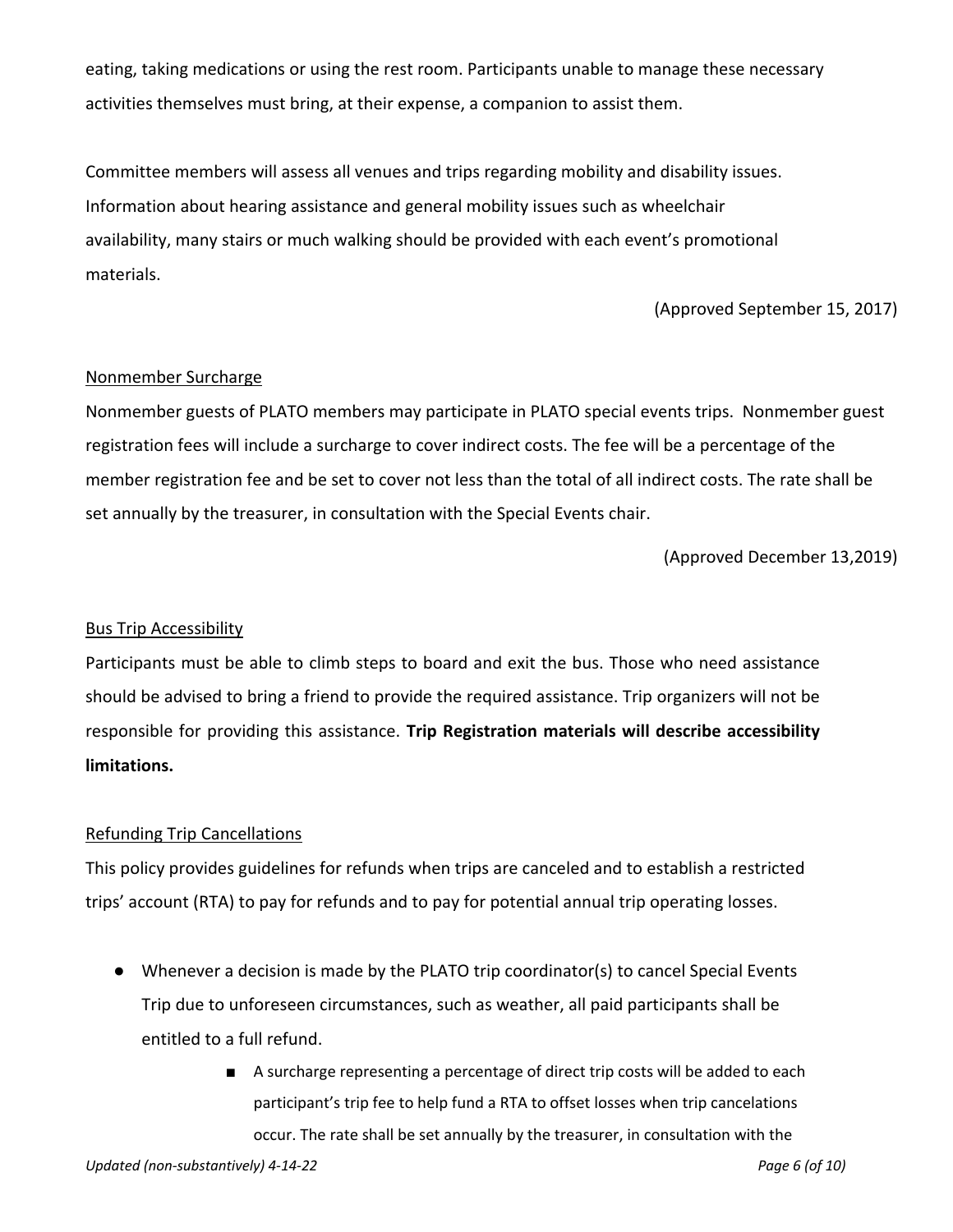eating, taking medications or using the rest room. Participants unable to manage these necessary activities themselves must bring, at their expense, a companion to assist them.

Committee members will assess all venues and trips regarding mobility and disability issues. Information about hearing assistance and general mobility issues such as wheelchair availability, many stairs or much walking should be provided with each event's promotional materials.

(Approved September 15, 2017)

<u>Nonmember Surcharge</u>

Nonmember guests of PLATO members may participate in PLATO special events trips. Nonmember guest registration fees will include a surcharge to cover indirect costs. The fee will be a percentage of the member registration fee and be set to cover not less than the total of all indirect costs. The rate shall be set annually by the treasurer, in consultation with the Special Events chair.

(Approved December 13,2019)

<u>Bus Trip Accessibility</u>

Participants must be able to climb steps to board and exit the bus. Those who need assistance should be advised to bring a friend to provide the required assistance. Trip organizers will not be responsible for providing this assistance. **Trip Registration materials will describe accessibility limitations.**

<u>Refunding Trip Cancellations</u>

This policy provides guidelines for refunds when trips are canceled and to establish a restricted trips' account (RTA) to pay for refunds and to pay for potential annual trip operating losses.

- Whenever a decision is made by the PLATO trip coordinator(s) to cancel Special Events Trip due to unforeseen circumstances, such as weather, all paid participants shall be entitled to a full refund.
    - A surcharge representing a percentage of direct trip costs will be added to each participant's trip fee to help fund a RTA to offset losses when trip cancelations occur. The rate shall be set annually by the treasurer, in consultation with the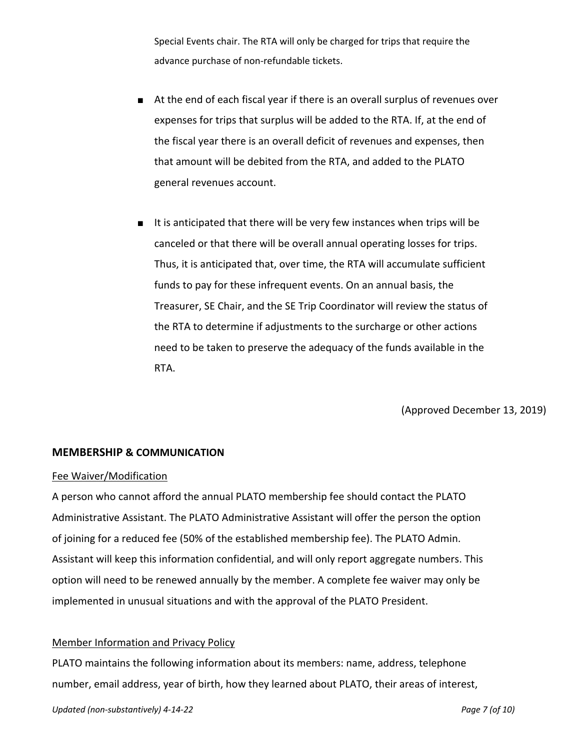Special Events chair. The RTA will only be charged for trips that require the advance purchase of non-refundable tickets.

- At the end of each fiscal year if there is an overall surplus of revenues over expenses for trips that surplus will be added to the RTA. If, at the end of the fiscal year there is an overall deficit of revenues and expenses, then that amount will be debited from the RTA, and added to the PLATO general revenues account.

- It is anticipated that there will be very few instances when trips will be canceled or that there will be overall annual operating losses for trips. Thus, it is anticipated that, over time, the RTA will accumulate sufficient funds to pay for these infrequent events. On an annual basis, the Treasurer, SE Chair, and the SE Trip Coordinator will review the status of the RTA to determine if adjustments to the surcharge or other actions need to be taken to preserve the adequacy of the funds available in the RTA.

(Approved December 13, 2019)

## MEMBERSHIP & COMMUNICATION

<u>Fee Waiver/Modification</u>

A person who cannot afford the annual PLATO membership fee should contact the PLATO Administrative Assistant. The PLATO Administrative Assistant will offer the person the option of joining for a reduced fee (50% of the established membership fee). The PLATO Admin. Assistant will keep this information confidential, and will only report aggregate numbers. This option will need to be renewed annually by the member. A complete fee waiver may only be implemented in unusual situations and with the approval of the PLATO President.

<u>Member Information and Privacy Policy</u>

PLATO maintains the following information about its members: name, address, telephone number, email address, year of birth, how they learned about PLATO, their areas of interest,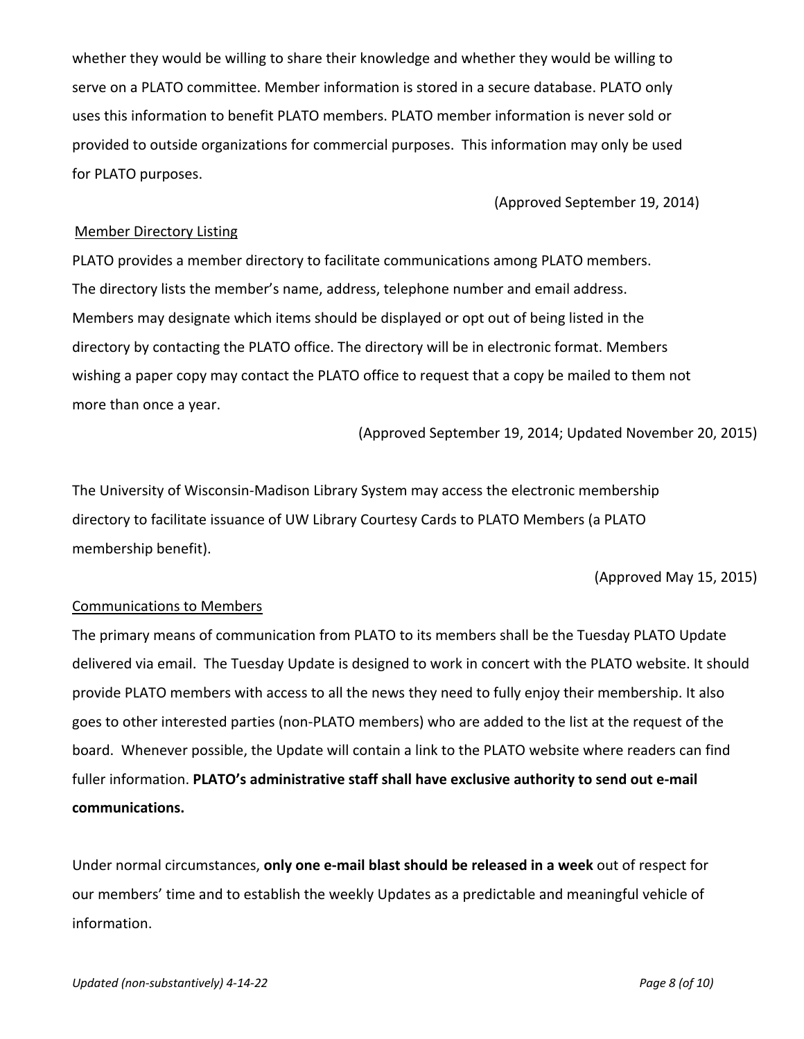whether they would be willing to share their knowledge and whether they would be willing to serve on a PLATO committee. Member information is stored in a secure database. PLATO only uses this information to benefit PLATO members. PLATO member information is never sold or provided to outside organizations for commercial purposes. This information may only be used for PLATO purposes.

(Approved September 19, 2014)

Member Directory Listing

PLATO provides a member directory to facilitate communications among PLATO members. The directory lists the member's name, address, telephone number and email address. Members may designate which items should be displayed or opt out of being listed in the directory by contacting the PLATO office. The directory will be in electronic format. Members wishing a paper copy may contact the PLATO office to request that a copy be mailed to them not more than once a year.

(Approved September 19, 2014; Updated November 20, 2015)

The University of Wisconsin-Madison Library System may access the electronic membership directory to facilitate issuance of UW Library Courtesy Cards to PLATO Members (a PLATO membership benefit).

(Approved May 15, 2015)

Communications to Members

The primary means of communication from PLATO to its members shall be the Tuesday PLATO Update delivered via email. The Tuesday Update is designed to work in concert with the PLATO website. It should provide PLATO members with access to all the news they need to fully enjoy their membership. It also goes to other interested parties (non-PLATO members) who are added to the list at the request of the board. Whenever possible, the Update will contain a link to the PLATO website where readers can find fuller information. **PLATO's administrative staff shall have exclusive authority to send out e-mail communications.**

Under normal circumstances, **only one e-mail blast should be released in a week** out of respect for our members' time and to establish the weekly Updates as a predictable and meaningful vehicle of information.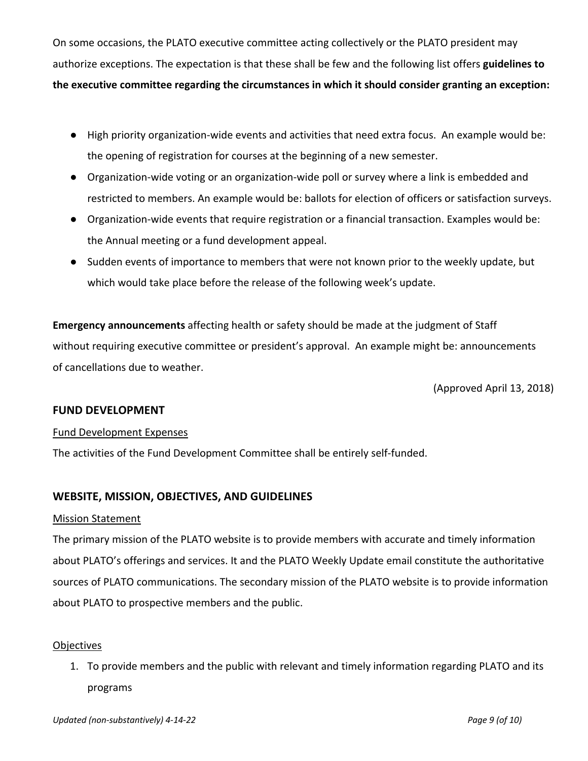On some occasions, the PLATO executive committee acting collectively or the PLATO president may authorize exceptions. The expectation is that these shall be few and the following list offers **guidelines to the executive committee regarding the circumstances in which it should consider granting an exception:**

- High priority organization-wide events and activities that need extra focus. An example would be: the opening of registration for courses at the beginning of a new semester.
- Organization-wide voting or an organization-wide poll or survey where a link is embedded and restricted to members. An example would be: ballots for election of officers or satisfaction surveys.
- Organization-wide events that require registration or a financial transaction. Examples would be: the Annual meeting or a fund development appeal.
- Sudden events of importance to members that were not known prior to the weekly update, but which would take place before the release of the following week's update.

**Emergency announcements** affecting health or safety should be made at the judgment of Staff without requiring executive committee or president's approval. An example might be: announcements of cancellations due to weather.

(Approved April 13, 2018)

## FUND DEVELOPMENT

<u>Fund Development Expenses</u>

The activities of the Fund Development Committee shall be entirely self-funded.

## WEBSITE, MISSION, OBJECTIVES, AND GUIDELINES

<u>Mission Statement</u>

The primary mission of the PLATO website is to provide members with accurate and timely information about PLATO's offerings and services. It and the PLATO Weekly Update email constitute the authoritative sources of PLATO communications. The secondary mission of the PLATO website is to provide information about PLATO to prospective members and the public.

<u>Objectives</u>

1. To provide members and the public with relevant and timely information regarding PLATO and its programs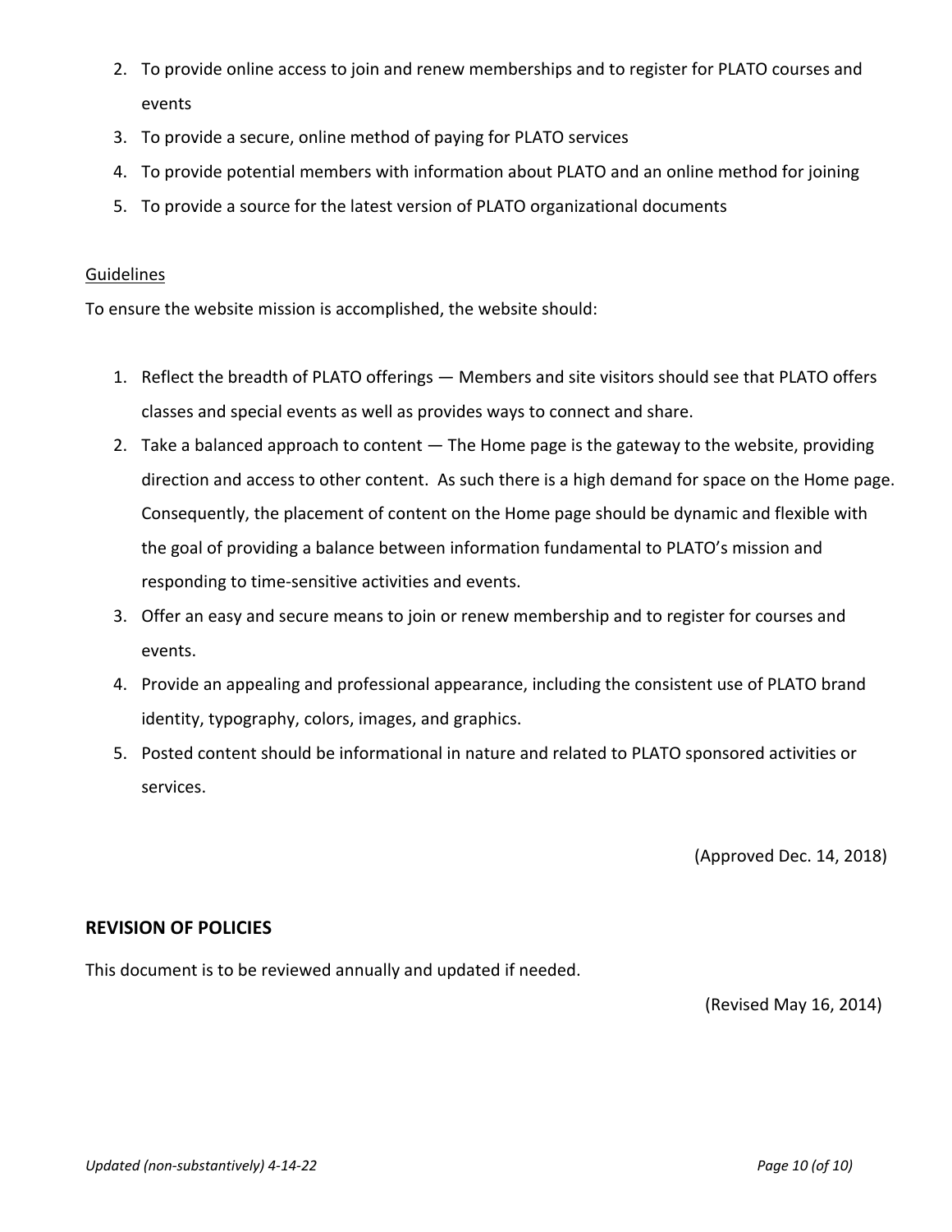2. To provide online access to join and renew memberships and to register for PLATO courses and events
3. To provide a secure, online method of paying for PLATO services
4. To provide potential members with information about PLATO and an online method for joining
5. To provide a source for the latest version of PLATO organizational documents

<u>Guidelines</u>

To ensure the website mission is accomplished, the website should:

1. Reflect the breadth of PLATO offerings — Members and site visitors should see that PLATO offers classes and special events as well as provides ways to connect and share.
2. Take a balanced approach to content — The Home page is the gateway to the website, providing direction and access to other content. As such there is a high demand for space on the Home page. Consequently, the placement of content on the Home page should be dynamic and flexible with the goal of providing a balance between information fundamental to PLATO's mission and responding to time-sensitive activities and events.
3. Offer an easy and secure means to join or renew membership and to register for courses and events.
4. Provide an appealing and professional appearance, including the consistent use of PLATO brand identity, typography, colors, images, and graphics.
5. Posted content should be informational in nature and related to PLATO sponsored activities or services.

(Approved Dec. 14, 2018)

**REVISION OF POLICIES**

This document is to be reviewed annually and updated if needed.

(Revised May 16, 2014)

*Updated (non-substantively) 4-14-22*